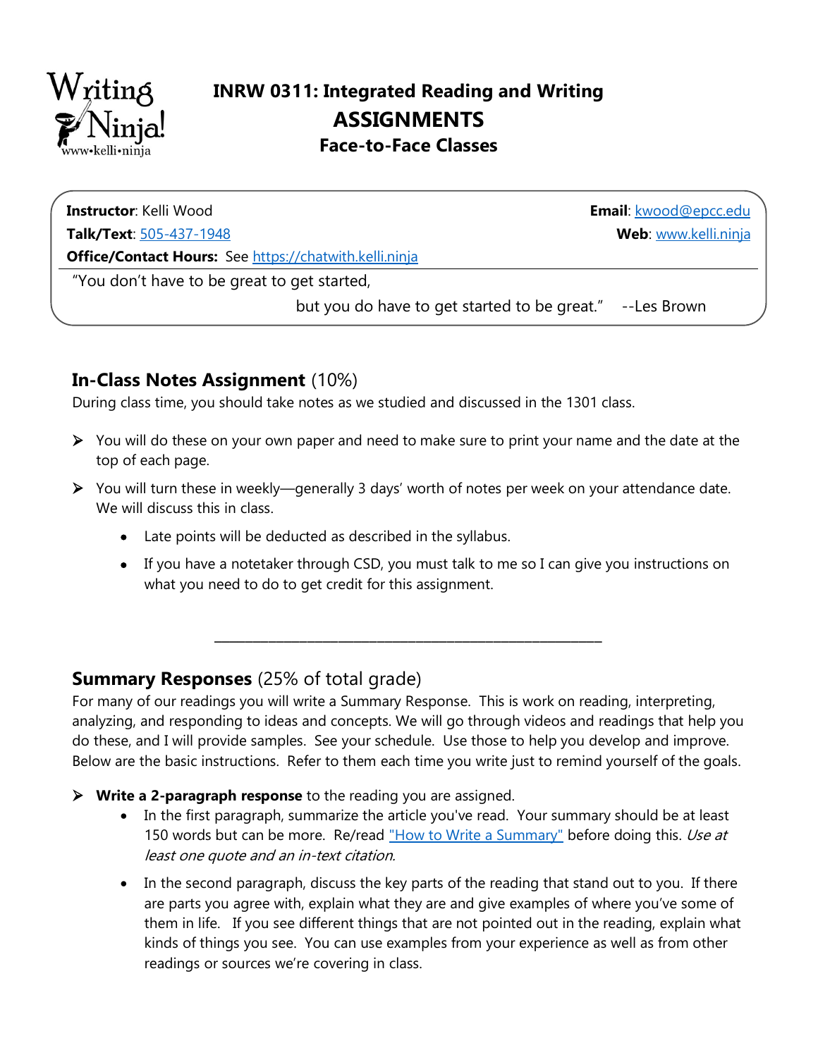Writing Ninja!
www•kelli•ninja

# INRW 0311: Integrated Reading and Writing
## ASSIGNMENTS
### Face-to-Face Classes

**Instructor**: Kelli Wood
**Email**: [kwood@epcc.edu](mailto:kwood@epcc.edu)
**Talk/Text**: [505-437-1948](tel:505-437-1948)
**Web**: [www.kelli.ninja](http://www.kelli.ninja)
**Office/Contact Hours:** See [https://chatwith.kelli.ninja](https://chatwith.kelli.ninja)

"You don't have to be great to get started,
but you do have to get started to be great." --Les Brown

## In-Class Notes Assignment (10%)

During class time, you should take notes as we studied and discussed in the 1301 class.

- You will do these on your own paper and need to make sure to print your name and the date at the top of each page.
- You will turn these in weekly—generally 3 days' worth of notes per week on your attendance date. We will discuss this in class.
  - Late points will be deducted as described in the syllabus.
  - If you have a notetaker through CSD, you must talk to me so I can give you instructions on what you need to do to get credit for this assignment.

---

## Summary Responses (25% of total grade)

For many of our readings you will write a Summary Response. This is work on reading, interpreting, analyzing, and responding to ideas and concepts. We will go through videos and readings that help you do these, and I will provide samples. See your schedule. Use those to help you develop and improve. Below are the basic instructions. Refer to them each time you write just to remind yourself of the goals.

- **Write a 2-paragraph response** to the reading you are assigned.
  - In the first paragraph, summarize the article you've read. Your summary should be at least 150 words but can be more. Re/read "How to Write a Summary" before doing this. *Use at least one quote and an in-text citation.*
  - In the second paragraph, discuss the key parts of the reading that stand out to you. If there are parts you agree with, explain what they are and give examples of where you've some of them in life. If you see different things that are not pointed out in the reading, explain what kinds of things you see. You can use examples from your experience as well as from other readings or sources we're covering in class.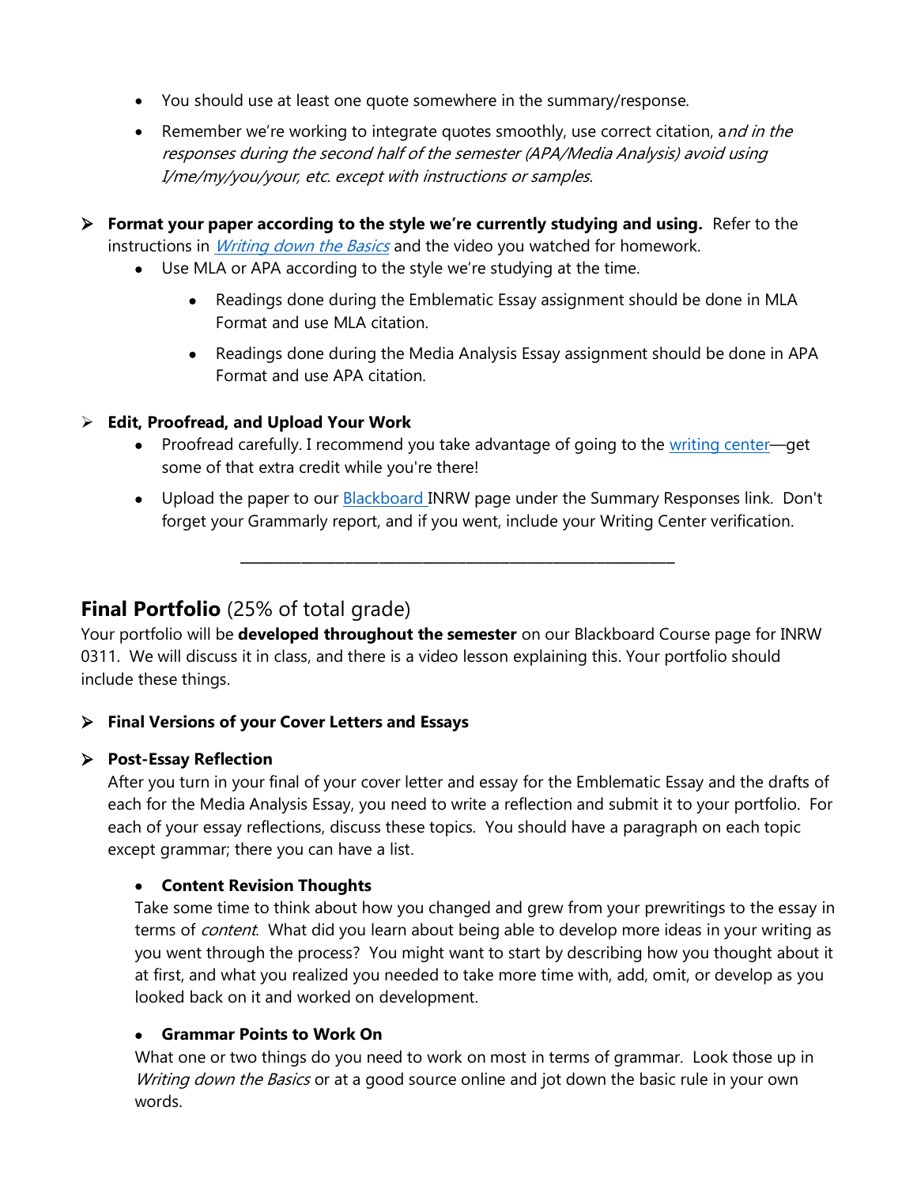- You should use at least one quote somewhere in the summary/response.
- Remember we're working to integrate quotes smoothly, use correct citation, a*nd in the responses during the second half of the semester (APA/Media Analysis) avoid using I/me/my/you/your, etc. except with instructions or samples.*

- **Format your paper according to the style we're currently studying and using.** Refer to the instructions in *Writing down the Basics* and the video you watched for homework.
  - Use MLA or APA according to the style we're studying at the time.
    - Readings done during the Emblematic Essay assignment should be done in MLA Format and use MLA citation.
    - Readings done during the Media Analysis Essay assignment should be done in APA Format and use APA citation.

- **Edit, Proofread, and Upload Your Work**
  - Proofread carefully. I recommend you take advantage of going to the writing center—get some of that extra credit while you're there!
  - Upload the paper to our Blackboard INRW page under the Summary Responses link. Don't forget your Grammarly report, and if you went, include your Writing Center verification.

---

## **Final Portfolio** (25% of total grade)

Your portfolio will be **developed throughout the semester** on our Blackboard Course page for INRW 0311. We will discuss it in class, and there is a video lesson explaining this. Your portfolio should include these things.

- **Final Versions of your Cover Letters and Essays**

- **Post-Essay Reflection**

  After you turn in your final of your cover letter and essay for the Emblematic Essay and the drafts of each for the Media Analysis Essay, you need to write a reflection and submit it to your portfolio. For each of your essay reflections, discuss these topics. You should have a paragraph on each topic except grammar; there you can have a list.

  - **Content Revision Thoughts**

    Take some time to think about how you changed and grew from your prewritings to the essay in terms of *content*. What did you learn about being able to develop more ideas in your writing as you went through the process? You might want to start by describing how you thought about it at first, and what you realized you needed to take more time with, add, omit, or develop as you looked back on it and worked on development.

  - **Grammar Points to Work On**

    What one or two things do you need to work on most in terms of grammar. Look those up in *Writing down the Basics* or at a good source online and jot down the basic rule in your own words.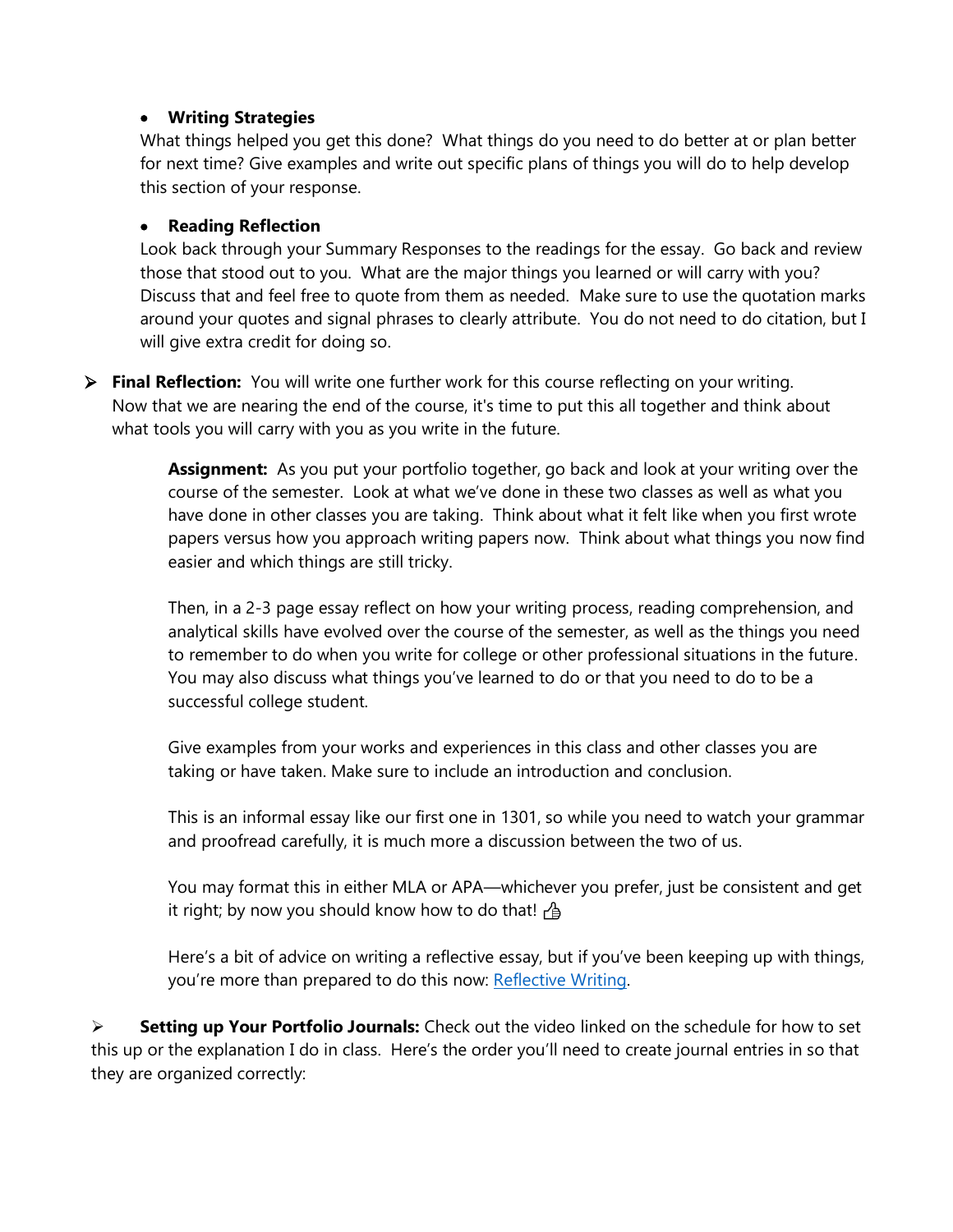- **Writing Strategies**

  What things helped you get this done? What things do you need to do better at or plan better for next time? Give examples and write out specific plans of things you will do to help develop this section of your response.

- **Reading Reflection**

  Look back through your Summary Responses to the readings for the essay. Go back and review those that stood out to you. What are the major things you learned or will carry with you? Discuss that and feel free to quote from them as needed. Make sure to use the quotation marks around your quotes and signal phrases to clearly attribute. You do not need to do citation, but I will give extra credit for doing so.

➢ **Final Reflection:** You will write one further work for this course reflecting on your writing. Now that we are nearing the end of the course, it's time to put this all together and think about what tools you will carry with you as you write in the future.

> **Assignment:** As you put your portfolio together, go back and look at your writing over the course of the semester. Look at what we've done in these two classes as well as what you have done in other classes you are taking. Think about what it felt like when you first wrote papers versus how you approach writing papers now. Think about what things you now find easier and which things are still tricky.
>
> Then, in a 2-3 page essay reflect on how your writing process, reading comprehension, and analytical skills have evolved over the course of the semester, as well as the things you need to remember to do when you write for college or other professional situations in the future. You may also discuss what things you've learned to do or that you need to do to be a successful college student.
>
> Give examples from your works and experiences in this class and other classes you are taking or have taken. Make sure to include an introduction and conclusion.
>
> This is an informal essay like our first one in 1301, so while you need to watch your grammar and proofread carefully, it is much more a discussion between the two of us.
>
> You may format this in either MLA or APA—whichever you prefer, just be consistent and get it right; by now you should know how to do that! 👍
>
> Here's a bit of advice on writing a reflective essay, but if you've been keeping up with things, you're more than prepared to do this now: Reflective Writing.

➢ **Setting up Your Portfolio Journals:** Check out the video linked on the schedule for how to set this up or the explanation I do in class. Here's the order you'll need to create journal entries in so that they are organized correctly: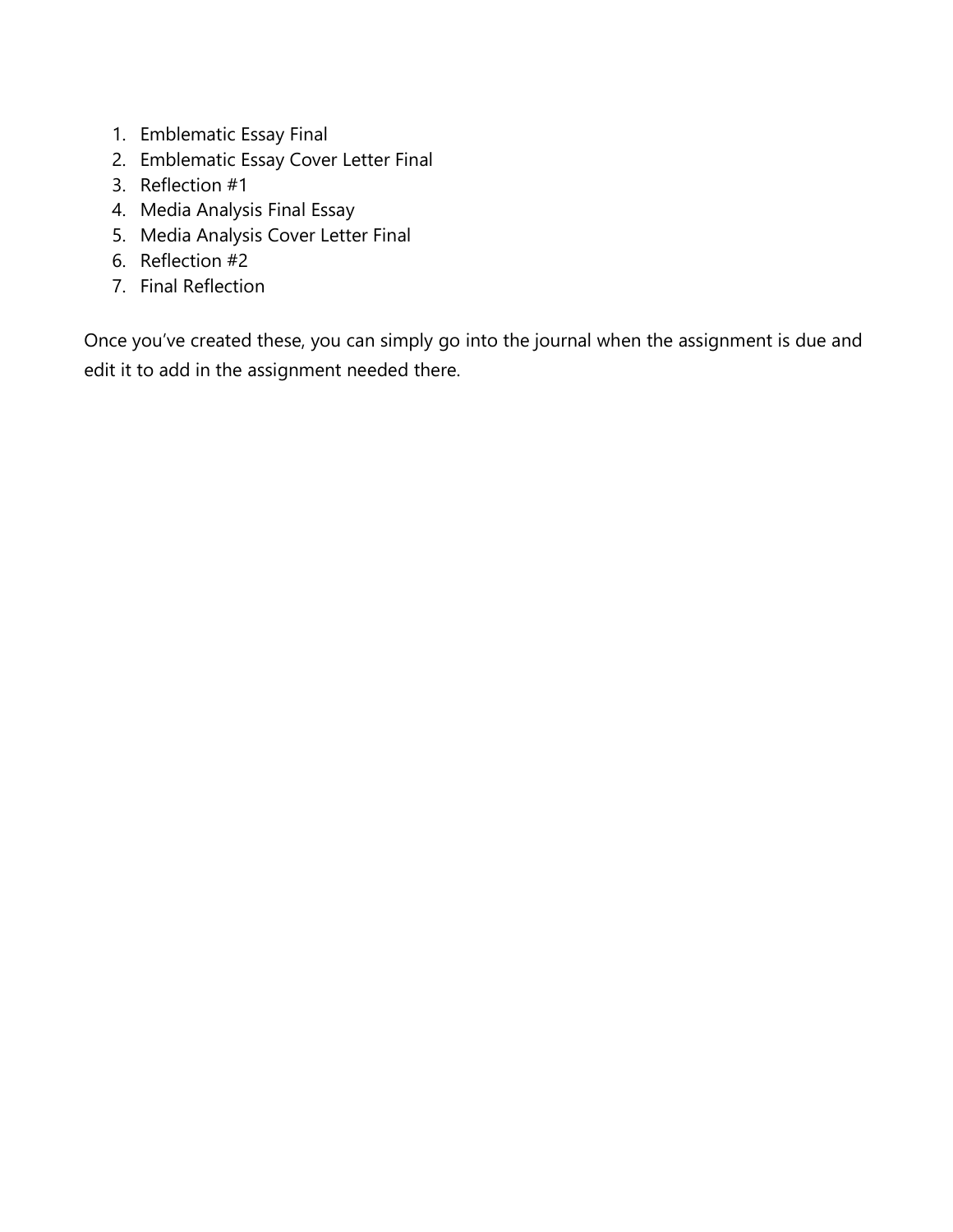1. Emblematic Essay Final
2. Emblematic Essay Cover Letter Final
3. Reflection #1
4. Media Analysis Final Essay
5. Media Analysis Cover Letter Final
6. Reflection #2
7. Final Reflection

Once you've created these, you can simply go into the journal when the assignment is due and edit it to add in the assignment needed there.